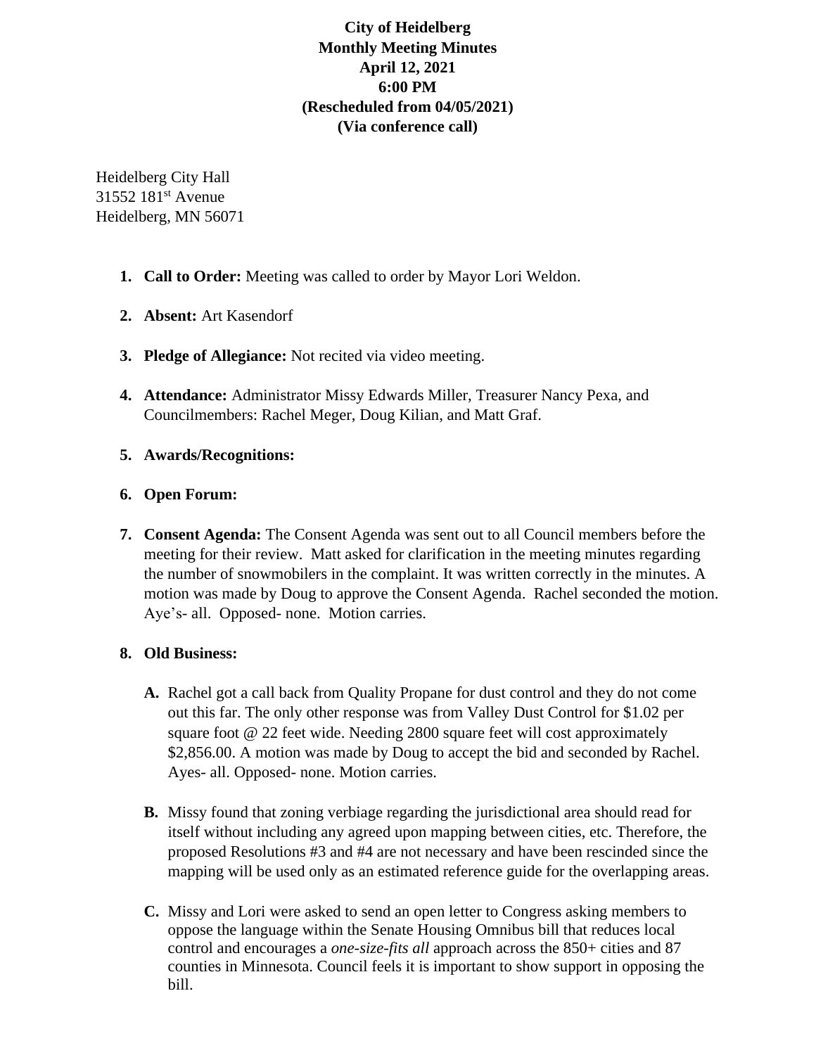**City of Heidelberg**
**Monthly Meeting Minutes**
**April 12, 2021**
**6:00 PM**
**(Rescheduled from 04/05/2021)**
**(Via conference call)**

Heidelberg City Hall
31552 181st Avenue
Heidelberg, MN 56071

1. **Call to Order:** Meeting was called to order by Mayor Lori Weldon.

2. **Absent:** Art Kasendorf

3. **Pledge of Allegiance:** Not recited via video meeting.

4. **Attendance:** Administrator Missy Edwards Miller, Treasurer Nancy Pexa, and Councilmembers: Rachel Meger, Doug Kilian, and Matt Graf.

5. **Awards/Recognitions:**

6. **Open Forum:**

7. **Consent Agenda:** The Consent Agenda was sent out to all Council members before the meeting for their review. Matt asked for clarification in the meeting minutes regarding the number of snowmobilers in the complaint. It was written correctly in the minutes. A motion was made by Doug to approve the Consent Agenda. Rachel seconded the motion. Aye's- all. Opposed- none. Motion carries.

8. **Old Business:**

   **A.** Rachel got a call back from Quality Propane for dust control and they do not come out this far. The only other response was from Valley Dust Control for $1.02 per square foot @ 22 feet wide. Needing 2800 square feet will cost approximately $2,856.00. A motion was made by Doug to accept the bid and seconded by Rachel. Ayes- all. Opposed- none. Motion carries.

   **B.** Missy found that zoning verbiage regarding the jurisdictional area should read for itself without including any agreed upon mapping between cities, etc. Therefore, the proposed Resolutions #3 and #4 are not necessary and have been rescinded since the mapping will be used only as an estimated reference guide for the overlapping areas.

   **C.** Missy and Lori were asked to send an open letter to Congress asking members to oppose the language within the Senate Housing Omnibus bill that reduces local control and encourages a *one-size-fits all* approach across the 850+ cities and 87 counties in Minnesota. Council feels it is important to show support in opposing the bill.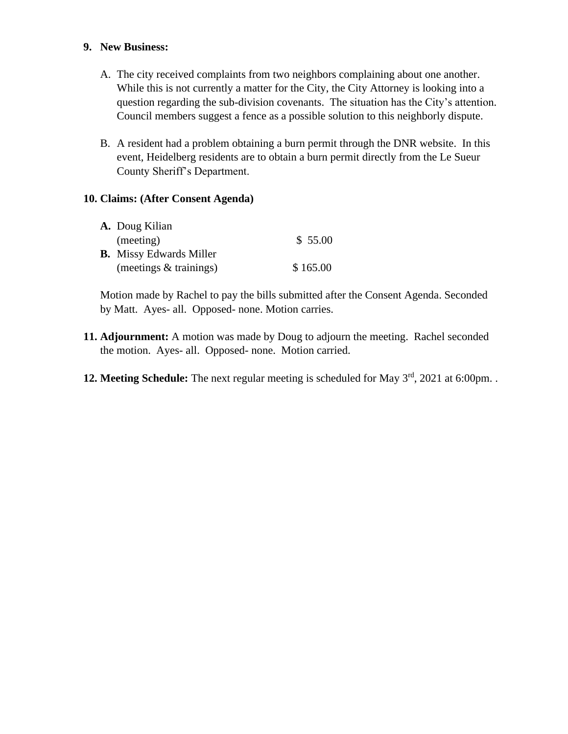**9. New Business:**

A. The city received complaints from two neighbors complaining about one another. While this is not currently a matter for the City, the City Attorney is looking into a question regarding the sub-division covenants. The situation has the City's attention. Council members suggest a fence as a possible solution to this neighborly dispute.

B. A resident had a problem obtaining a burn permit through the DNR website. In this event, Heidelberg residents are to obtain a burn permit directly from the Le Sueur County Sheriff's Department.

**10. Claims: (After Consent Agenda)**

| | |
|---|---|
| **A.** Doug Kilian (meeting) | $ 55.00 |
| **B.** Missy Edwards Miller (meetings & trainings) | $ 165.00 |

Motion made by Rachel to pay the bills submitted after the Consent Agenda. Seconded by Matt. Ayes- all. Opposed- none. Motion carries.

**11. Adjournment:** A motion was made by Doug to adjourn the meeting. Rachel seconded the motion. Ayes- all. Opposed- none. Motion carried.

**12. Meeting Schedule:** The next regular meeting is scheduled for May 3rd, 2021 at 6:00pm. .